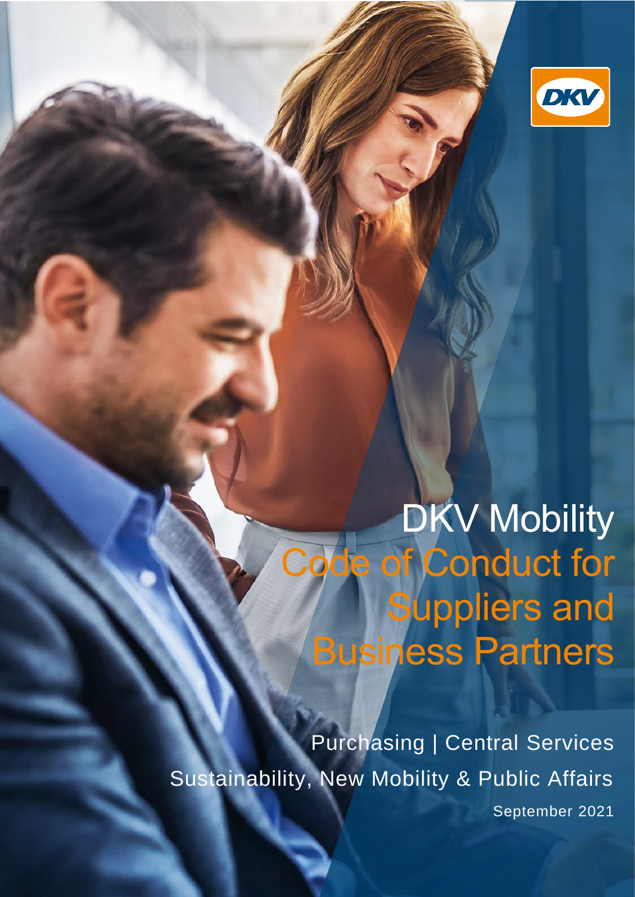# DKV Mobility

## Code of Conduct for Suppliers and Business Partners

Purchasing | Central Services

Sustainability, New Mobility & Public Affairs

September 2021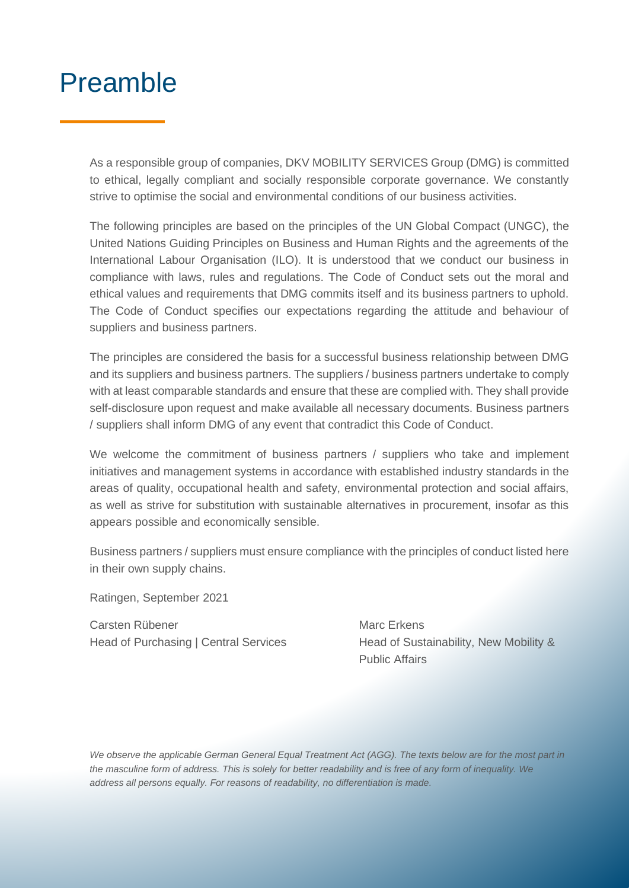# Preamble

As a responsible group of companies, DKV MOBILITY SERVICES Group (DMG) is committed to ethical, legally compliant and socially responsible corporate governance. We constantly strive to optimise the social and environmental conditions of our business activities.

The following principles are based on the principles of the UN Global Compact (UNGC), the United Nations Guiding Principles on Business and Human Rights and the agreements of the International Labour Organisation (ILO). It is understood that we conduct our business in compliance with laws, rules and regulations. The Code of Conduct sets out the moral and ethical values and requirements that DMG commits itself and its business partners to uphold. The Code of Conduct specifies our expectations regarding the attitude and behaviour of suppliers and business partners.

The principles are considered the basis for a successful business relationship between DMG and its suppliers and business partners. The suppliers / business partners undertake to comply with at least comparable standards and ensure that these are complied with. They shall provide self-disclosure upon request and make available all necessary documents. Business partners / suppliers shall inform DMG of any event that contradict this Code of Conduct.

We welcome the commitment of business partners / suppliers who take and implement initiatives and management systems in accordance with established industry standards in the areas of quality, occupational health and safety, environmental protection and social affairs, as well as strive for substitution with sustainable alternatives in procurement, insofar as this appears possible and economically sensible.

Business partners / suppliers must ensure compliance with the principles of conduct listed here in their own supply chains.

Ratingen, September 2021

Carsten Rübener
Head of Purchasing | Central Services

Marc Erkens
Head of Sustainability, New Mobility & Public Affairs

*We observe the applicable German General Equal Treatment Act (AGG). The texts below are for the most part in the masculine form of address. This is solely for better readability and is free of any form of inequality. We address all persons equally. For reasons of readability, no differentiation is made.*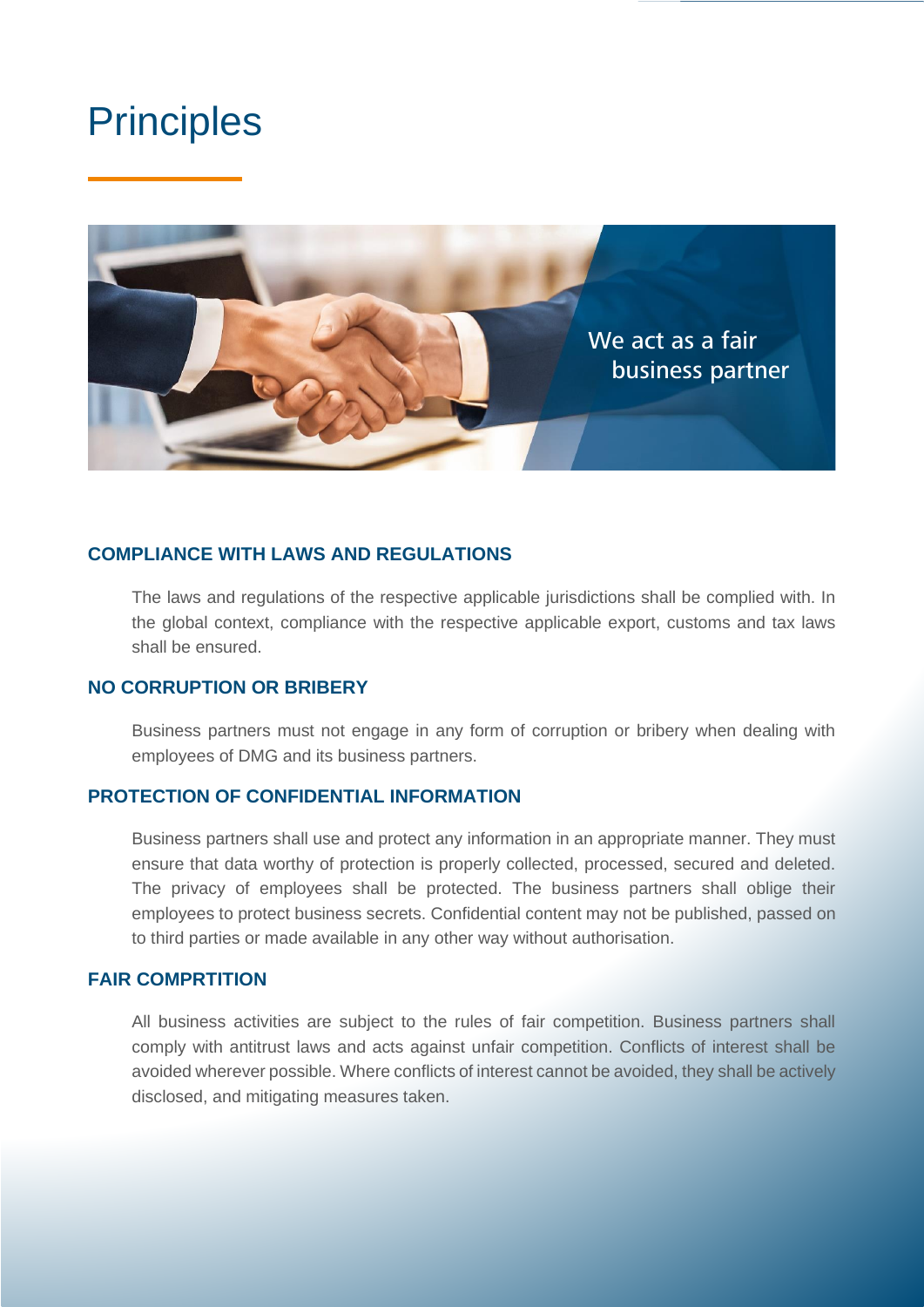# Principles

We act as a fair business partner

## COMPLIANCE WITH LAWS AND REGULATIONS

The laws and regulations of the respective applicable jurisdictions shall be complied with. In the global context, compliance with the respective applicable export, customs and tax laws shall be ensured.

## NO CORRUPTION OR BRIBERY

Business partners must not engage in any form of corruption or bribery when dealing with employees of DMG and its business partners.

## PROTECTION OF CONFIDENTIAL INFORMATION

Business partners shall use and protect any information in an appropriate manner. They must ensure that data worthy of protection is properly collected, processed, secured and deleted. The privacy of employees shall be protected. The business partners shall oblige their employees to protect business secrets. Confidential content may not be published, passed on to third parties or made available in any other way without authorisation.

## FAIR COMPRTITION

All business activities are subject to the rules of fair competition. Business partners shall comply with antitrust laws and acts against unfair competition. Conflicts of interest shall be avoided wherever possible. Where conflicts of interest cannot be avoided, they shall be actively disclosed, and mitigating measures taken.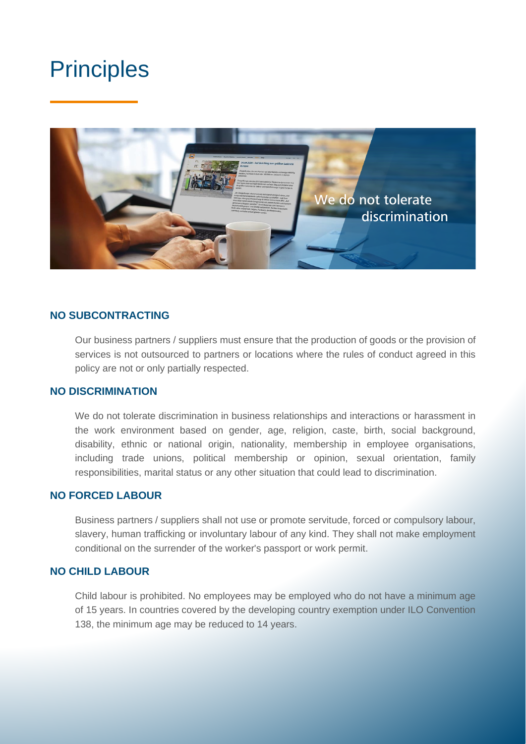# Principles

## NO SUBCONTRACTING

Our business partners / suppliers must ensure that the production of goods or the provision of services is not outsourced to partners or locations where the rules of conduct agreed in this policy are not or only partially respected.

## NO DISCRIMINATION

We do not tolerate discrimination in business relationships and interactions or harassment in the work environment based on gender, age, religion, caste, birth, social background, disability, ethnic or national origin, nationality, membership in employee organisations, including trade unions, political membership or opinion, sexual orientation, family responsibilities, marital status or any other situation that could lead to discrimination.

## NO FORCED LABOUR

Business partners / suppliers shall not use or promote servitude, forced or compulsory labour, slavery, human trafficking or involuntary labour of any kind. They shall not make employment conditional on the surrender of the worker's passport or work permit.

## NO CHILD LABOUR

Child labour is prohibited. No employees may be employed who do not have a minimum age of 15 years. In countries covered by the developing country exemption under ILO Convention 138, the minimum age may be reduced to 14 years.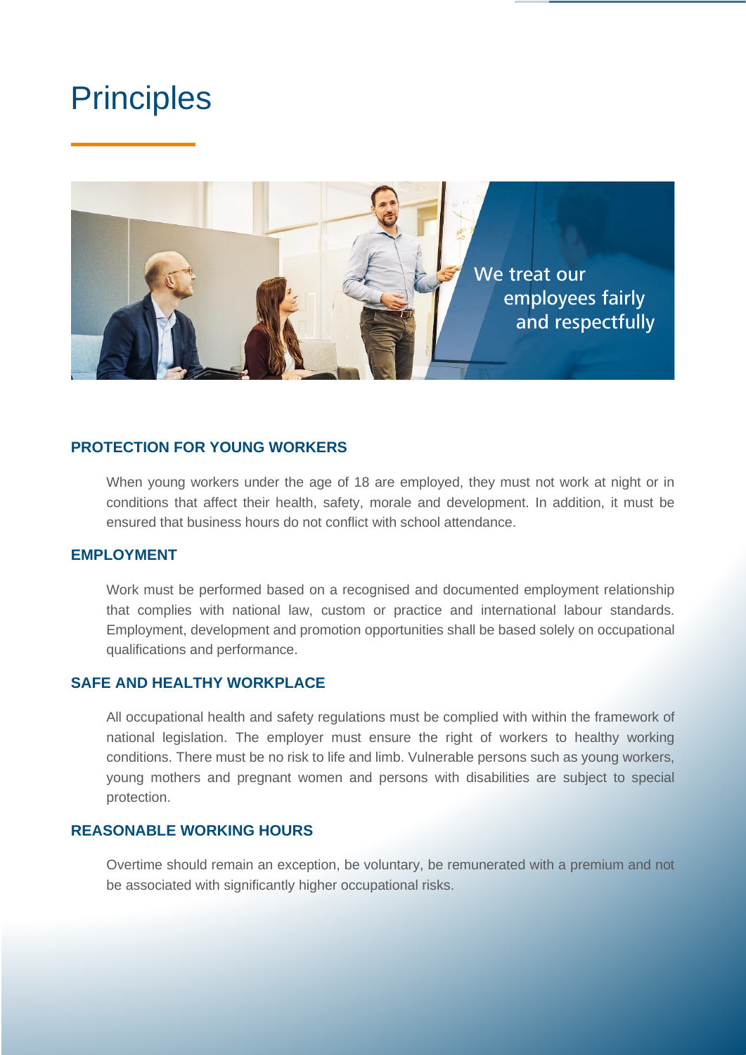# Principles

We treat our employees fairly and respectfully

### PROTECTION FOR YOUNG WORKERS

When young workers under the age of 18 are employed, they must not work at night or in conditions that affect their health, safety, morale and development. In addition, it must be ensured that business hours do not conflict with school attendance.

### EMPLOYMENT

Work must be performed based on a recognised and documented employment relationship that complies with national law, custom or practice and international labour standards. Employment, development and promotion opportunities shall be based solely on occupational qualifications and performance.

### SAFE AND HEALTHY WORKPLACE

All occupational health and safety regulations must be complied with within the framework of national legislation. The employer must ensure the right of workers to healthy working conditions. There must be no risk to life and limb. Vulnerable persons such as young workers, young mothers and pregnant women and persons with disabilities are subject to special protection.

### REASONABLE WORKING HOURS

Overtime should remain an exception, be voluntary, be remunerated with a premium and not be associated with significantly higher occupational risks.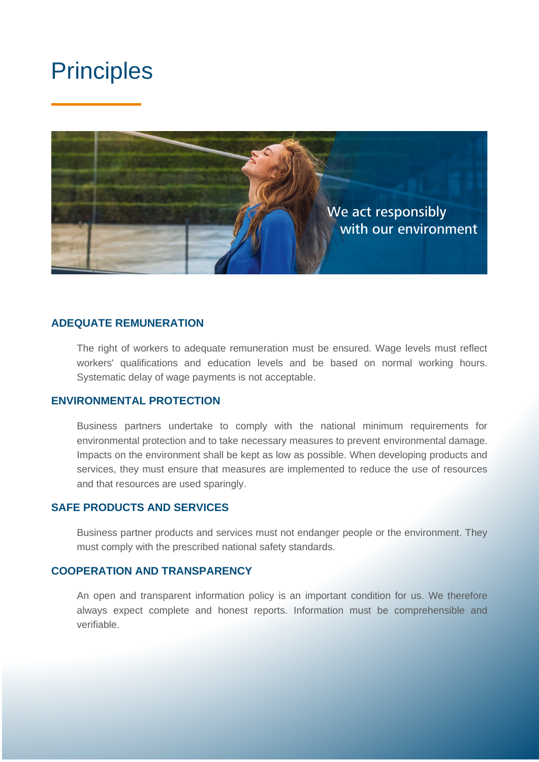# Principles

We act responsibly with our environment

## ADEQUATE REMUNERATION

The right of workers to adequate remuneration must be ensured. Wage levels must reflect workers' qualifications and education levels and be based on normal working hours. Systematic delay of wage payments is not acceptable.

## ENVIRONMENTAL PROTECTION

Business partners undertake to comply with the national minimum requirements for environmental protection and to take necessary measures to prevent environmental damage. Impacts on the environment shall be kept as low as possible. When developing products and services, they must ensure that measures are implemented to reduce the use of resources and that resources are used sparingly.

## SAFE PRODUCTS AND SERVICES

Business partner products and services must not endanger people or the environment. They must comply with the prescribed national safety standards.

## COOPERATION AND TRANSPARENCY

An open and transparent information policy is an important condition for us. We therefore always expect complete and honest reports. Information must be comprehensible and verifiable.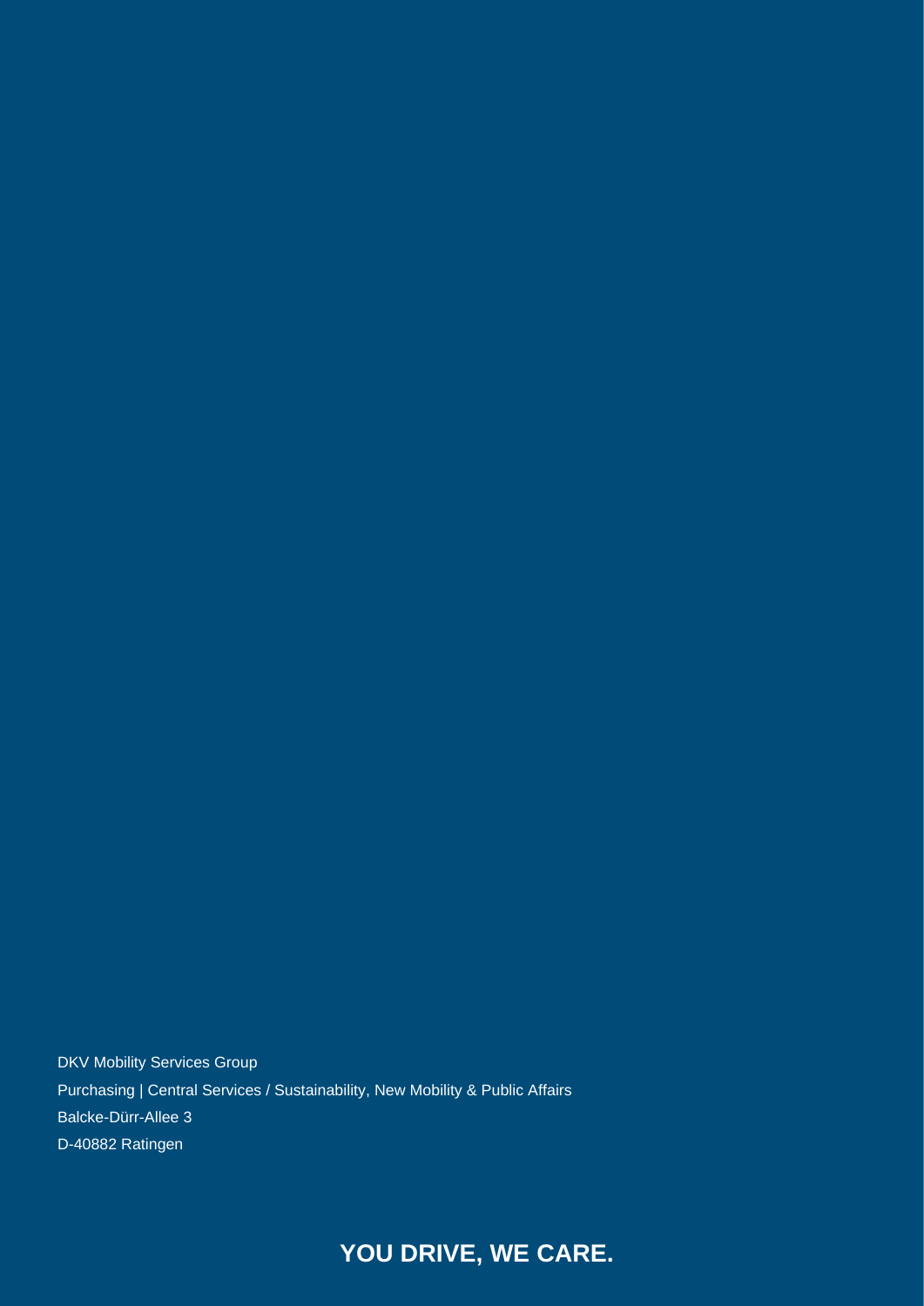DKV Mobility Services Group

Purchasing | Central Services / Sustainability, New Mobility & Public Affairs

Balcke-Dürr-Allee 3

D-40882 Ratingen

**YOU DRIVE, WE CARE.**